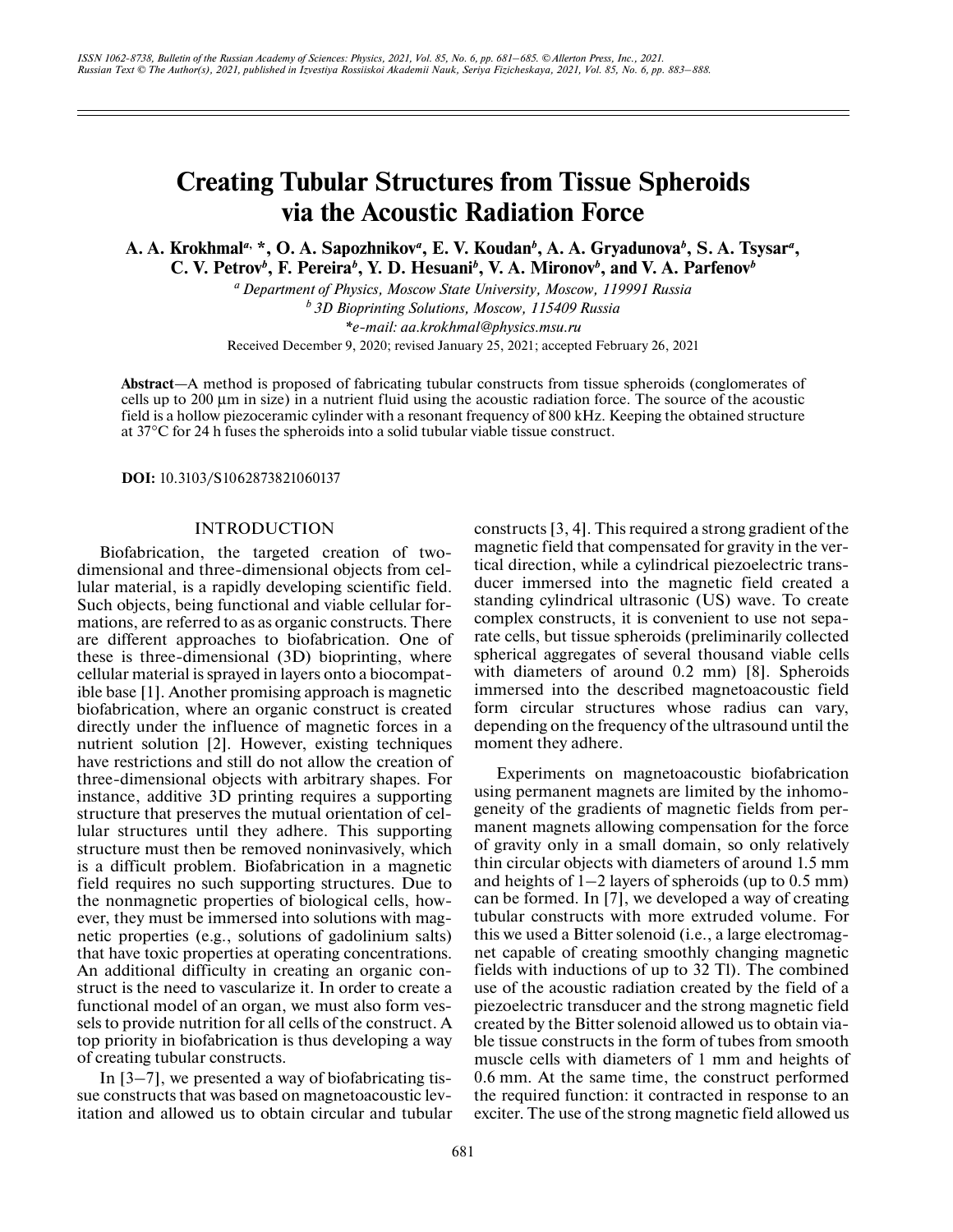# Creating Tubular Structures from Tissue Spheroids via the Acoustic Radiation Force

**A. A. Krokhmal[a, *], O. A. Sapozhnikov[a], E. V. Koudan[b], A. A. Gryadunova[b], S. A. Tsysar[a], C. V. Petrov[b], F. Pereira[b], Y. D. Hesuani[b], V. A. Mironov[b], and V. A. Parfenov[b]**

[a] *Department of Physics, Moscow State University, Moscow, 119991 Russia*

[b] *3D Bioprinting Solutions, Moscow, 115409 Russia*

*\*e-mail: aa.krokhmal@physics.msu.ru*

Received December 9, 2020; revised January 25, 2021; accepted February 26, 2021

**Abstract**—A method is proposed of fabricating tubular constructs from tissue spheroids (conglomerates of cells up to 200 μm in size) in a nutrient fluid using the acoustic radiation force. The source of the acoustic field is a hollow piezoceramic cylinder with a resonant frequency of 800 kHz. Keeping the obtained structure at 37°C for 24 h fuses the spheroids into a solid tubular viable tissue construct.

**DOI:** 10.3103/S1062873821060137

## INTRODUCTION

Biofabrication, the targeted creation of two-dimensional and three-dimensional objects from cellular material, is a rapidly developing scientific field. Such objects, being functional and viable cellular formations, are referred to as as organic constructs. There are different approaches to biofabrication. One of these is three-dimensional (3D) bioprinting, where cellular material is sprayed in layers onto a biocompatible base [1]. Another promising approach is magnetic biofabrication, where an organic construct is created directly under the influence of magnetic forces in a nutrient solution [2]. However, existing techniques have restrictions and still do not allow the creation of three-dimensional objects with arbitrary shapes. For instance, additive 3D printing requires a supporting structure that preserves the mutual orientation of cellular structures until they adhere. This supporting structure must then be removed noninvasively, which is a difficult problem. Biofabrication in a magnetic field requires no such supporting structures. Due to the nonmagnetic properties of biological cells, however, they must be immersed into solutions with magnetic properties (e.g., solutions of gadolinium salts) that have toxic properties at operating concentrations. An additional difficulty in creating an organic construct is the need to vascularize it. In order to create a functional model of an organ, we must also form vessels to provide nutrition for all cells of the construct. A top priority in biofabrication is thus developing a way of creating tubular constructs.

In [3–7], we presented a way of biofabricating tissue constructs that was based on magnetoacoustic levitation and allowed us to obtain circular and tubular constructs [3, 4]. This required a strong gradient of the magnetic field that compensated for gravity in the vertical direction, while a cylindrical piezoelectric transducer immersed into the magnetic field created a standing cylindrical ultrasonic (US) wave. To create complex constructs, it is convenient to use not separate cells, but tissue spheroids (preliminarily collected spherical aggregates of several thousand viable cells with diameters of around 0.2 mm) [8]. Spheroids immersed into the described magnetoacoustic field form circular structures whose radius can vary, depending on the frequency of the ultrasound until the moment they adhere.

Experiments on magnetoacoustic biofabrication using permanent magnets are limited by the inhomogeneity of the gradients of magnetic fields from permanent magnets allowing compensation for the force of gravity only in a small domain, so only relatively thin circular objects with diameters of around 1.5 mm and heights of 1–2 layers of spheroids (up to 0.5 mm) can be formed. In [7], we developed a way of creating tubular constructs with more extruded volume. For this we used a Bitter solenoid (i.e., a large electromagnet capable of creating smoothly changing magnetic fields with inductions of up to 32 Tl). The combined use of the acoustic radiation created by the field of a piezoelectric transducer and the strong magnetic field created by the Bitter solenoid allowed us to obtain viable tissue constructs in the form of tubes from smooth muscle cells with diameters of 1 mm and heights of 0.6 mm. At the same time, the construct performed the required function: it contracted in response to an exciter. The use of the strong magnetic field allowed us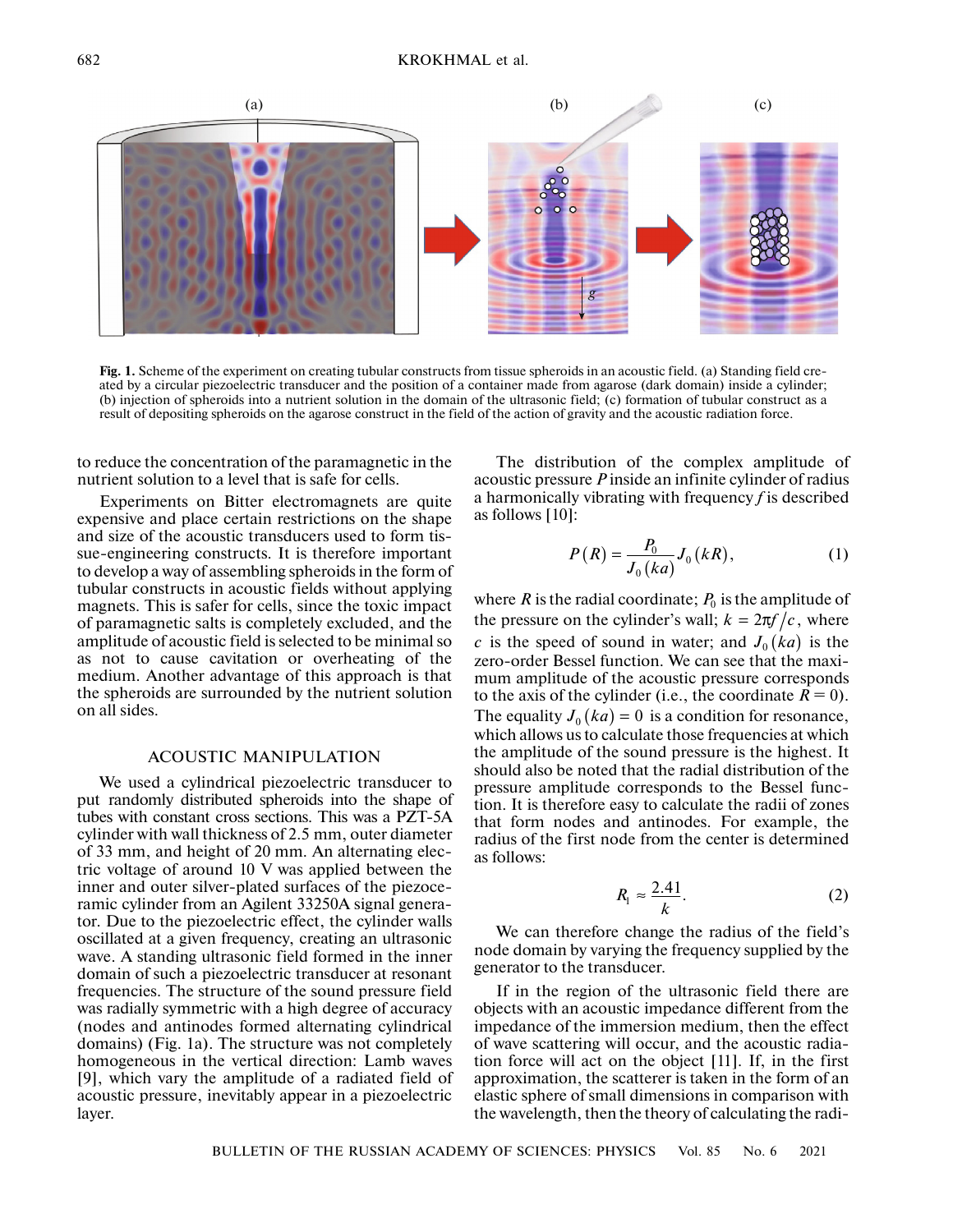**Fig. 1.** Scheme of the experiment on creating tubular constructs from tissue spheroids in an acoustic field. (a) Standing field created by a circular piezoelectric transducer and the position of a container made from agarose (dark domain) inside a cylinder; (b) injection of spheroids into a nutrient solution in the domain of the ultrasonic field; (c) formation of tubular construct as a result of depositing spheroids on the agarose construct in the field of the action of gravity and the acoustic radiation force.

to reduce the concentration of the paramagnetic in the nutrient solution to a level that is safe for cells.

Experiments on Bitter electromagnets are quite expensive and place certain restrictions on the shape and size of the acoustic transducers used to form tissue-engineering constructs. It is therefore important to develop a way of assembling spheroids in the form of tubular constructs in acoustic fields without applying magnets. This is safer for cells, since the toxic impact of paramagnetic salts is completely excluded, and the amplitude of acoustic field is selected to be minimal so as not to cause cavitation or overheating of the medium. Another advantage of this approach is that the spheroids are surrounded by the nutrient solution on all sides.

## ACOUSTIC MANIPULATION

We used a cylindrical piezoelectric transducer to put randomly distributed spheroids into the shape of tubes with constant cross sections. This was a PZT-5A cylinder with wall thickness of 2.5 mm, outer diameter of 33 mm, and height of 20 mm. An alternating electric voltage of around 10 V was applied between the inner and outer silver-plated surfaces of the piezoceramic cylinder from an Agilent 33250A signal generator. Due to the piezoelectric effect, the cylinder walls oscillated at a given frequency, creating an ultrasonic wave. A standing ultrasonic field formed in the inner domain of such a piezoelectric transducer at resonant frequencies. The structure of the sound pressure field was radially symmetric with a high degree of accuracy (nodes and antinodes formed alternating cylindrical domains) (Fig. 1a). The structure was not completely homogeneous in the vertical direction: Lamb waves [9], which vary the amplitude of a radiated field of acoustic pressure, inevitably appear in a piezoelectric layer.

The distribution of the complex amplitude of acoustic pressure $P$ inside an infinite cylinder of radius $a$ harmonically vibrating with frequency $f$ is described as follows [10]:

$$P(R) = \frac{P_0}{J_0(ka)} J_0(kR), \tag{1}$$

where $R$ is the radial coordinate; $P_0$ is the amplitude of the pressure on the cylinder's wall; $k = 2\pi f/c$, where $c$ is the speed of sound in water; and $J_0(ka)$ is the zero-order Bessel function. We can see that the maximum amplitude of the acoustic pressure corresponds to the axis of the cylinder (i.e., the coordinate $R = 0$). The equality $J_0(ka) = 0$ is a condition for resonance, which allows us to calculate those frequencies at which the amplitude of the sound pressure is the highest. It should also be noted that the radial distribution of the pressure amplitude corresponds to the Bessel function. It is therefore easy to calculate the radii of zones that form nodes and antinodes. For example, the radius of the first node from the center is determined as follows:

$$R_1 \approx \frac{2.41}{k}. \tag{2}$$

We can therefore change the radius of the field's node domain by varying the frequency supplied by the generator to the transducer.

If in the region of the ultrasonic field there are objects with an acoustic impedance different from the impedance of the immersion medium, then the effect of wave scattering will occur, and the acoustic radiation force will act on the object [11]. If, in the first approximation, the scatterer is taken in the form of an elastic sphere of small dimensions in comparison with the wavelength, then the theory of calculating the radi-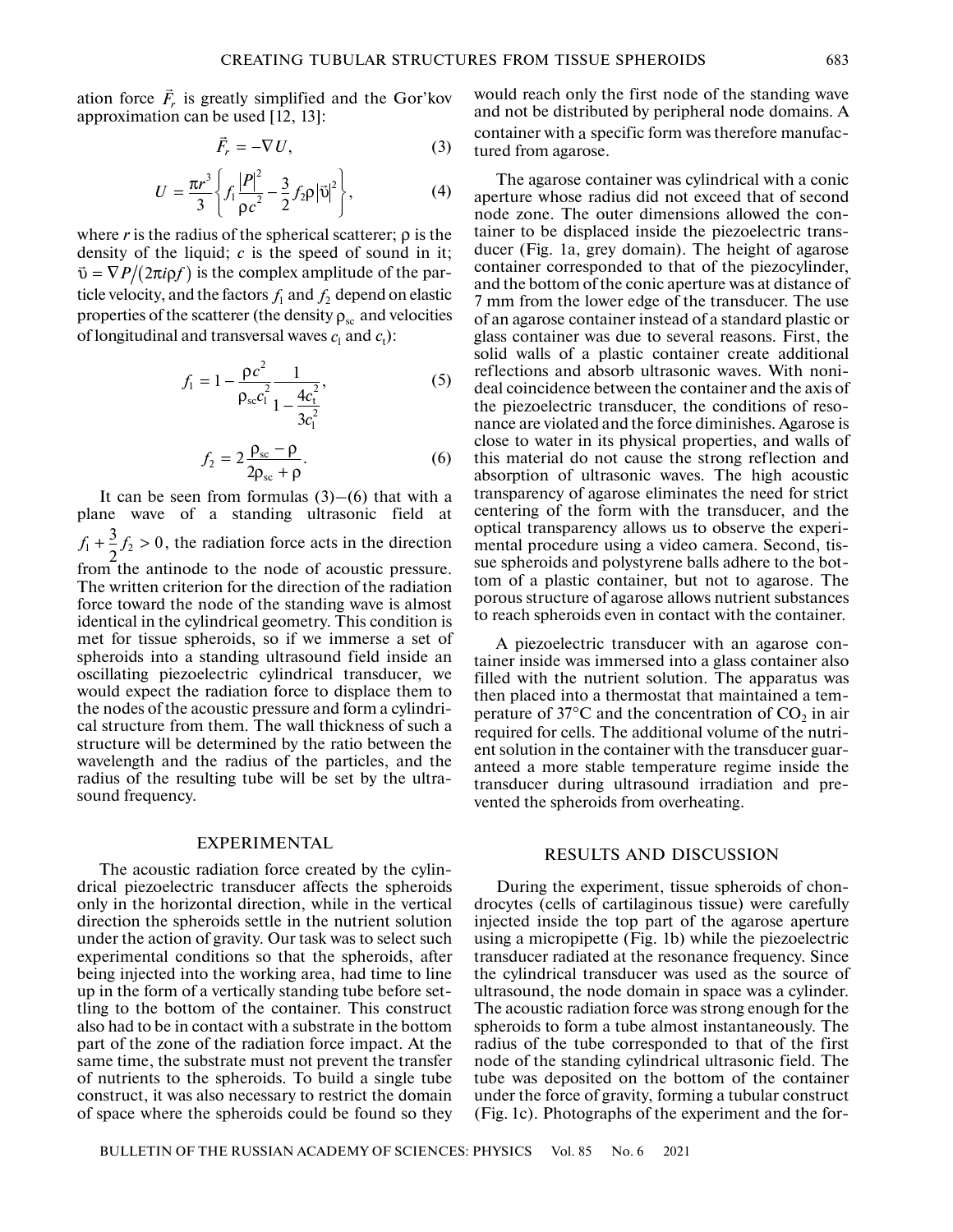ation force $\vec{F}_r$ is greatly simplified and the Gor'kov approximation can be used [12, 13]:

$$\vec{F}_r = -\nabla U, \tag{3}$$

$$U = \frac{\pi r^3}{3}\left\{ f_1 \frac{|P|^2}{\rho c^2} - \frac{3}{2} f_2 \rho |\vec{\upsilon}|^2 \right\}, \tag{4}$$

where $r$ is the radius of the spherical scatterer; $\rho$ is the density of the liquid; $c$ is the speed of sound in it; $\vec{\upsilon} = \nabla P/(2\pi i \rho f)$ is the complex amplitude of the particle velocity, and the factors $f_1$ and $f_2$ depend on elastic properties of the scatterer (the density $\rho_{sc}$ and velocities of longitudinal and transversal waves $c_l$ and $c_t$):

$$f_1 = 1 - \frac{\rho c^2}{\rho_{sc} c_l^2} \frac{1}{1 - \frac{4c_t^2}{3c_l^2}}, \tag{5}$$

$$f_2 = 2\frac{\rho_{sc} - \rho}{2\rho_{sc} + \rho}. \tag{6}$$

It can be seen from formulas (3)–(6) that with a plane wave of a standing ultrasonic field at $f_1 + \frac{3}{2} f_2 > 0$, the radiation force acts in the direction from the antinode to the node of acoustic pressure. The written criterion for the direction of the radiation force toward the node of the standing wave is almost identical in the cylindrical geometry. This condition is met for tissue spheroids, so if we immerse a set of spheroids into a standing ultrasound field inside an oscillating piezoelectric cylindrical transducer, we would expect the radiation force to displace them to the nodes of the acoustic pressure and form a cylindrical structure from them. The wall thickness of such a structure will be determined by the ratio between the wavelength and the radius of the particles, and the radius of the resulting tube will be set by the ultrasound frequency.

## EXPERIMENTAL

The acoustic radiation force created by the cylindrical piezoelectric transducer affects the spheroids only in the horizontal direction, while in the vertical direction the spheroids settle in the nutrient solution under the action of gravity. Our task was to select such experimental conditions so that the spheroids, after being injected into the working area, had time to line up in the form of a vertically standing tube before settling to the bottom of the container. This construct also had to be in contact with a substrate in the bottom part of the zone of the radiation force impact. At the same time, the substrate must not prevent the transfer of nutrients to the spheroids. To build a single tube construct, it was also necessary to restrict the domain of space where the spheroids could be found so they would reach only the first node of the standing wave and not be distributed by peripheral node domains. A container with a specific form was therefore manufactured from agarose.

The agarose container was cylindrical with a conic aperture whose radius did not exceed that of second node zone. The outer dimensions allowed the container to be displaced inside the piezoelectric transducer (Fig. 1a, grey domain). The height of agarose container corresponded to that of the piezocylinder, and the bottom of the conic aperture was at distance of 7 mm from the lower edge of the transducer. The use of an agarose container instead of a standard plastic or glass container was due to several reasons. First, the solid walls of a plastic container create additional reflections and absorb ultrasonic waves. With nonideal coincidence between the container and the axis of the piezoelectric transducer, the conditions of resonance are violated and the force diminishes. Agarose is close to water in its physical properties, and walls of this material do not cause the strong reflection and absorption of ultrasonic waves. The high acoustic transparency of agarose eliminates the need for strict centering of the form with the transducer, and the optical transparency allows us to observe the experimental procedure using a video camera. Second, tissue spheroids and polystyrene balls adhere to the bottom of a plastic container, but not to agarose. The porous structure of agarose allows nutrient substances to reach spheroids even in contact with the container.

A piezoelectric transducer with an agarose container inside was immersed into a glass container also filled with the nutrient solution. The apparatus was then placed into a thermostat that maintained a temperature of 37°C and the concentration of $CO_2$ in air required for cells. The additional volume of the nutrient solution in the container with the transducer guaranteed a more stable temperature regime inside the transducer during ultrasound irradiation and prevented the spheroids from overheating.

## RESULTS AND DISCUSSION

During the experiment, tissue spheroids of chondrocytes (cells of cartilaginous tissue) were carefully injected inside the top part of the agarose aperture using a micropipette (Fig. 1b) while the piezoelectric transducer radiated at the resonance frequency. Since the cylindrical transducer was used as the source of ultrasound, the node domain in space was a cylinder. The acoustic radiation force was strong enough for the spheroids to form a tube almost instantaneously. The radius of the tube corresponded to that of the first node of the standing cylindrical ultrasonic field. The tube was deposited on the bottom of the container under the force of gravity, forming a tubular construct (Fig. 1c). Photographs of the experiment and the for-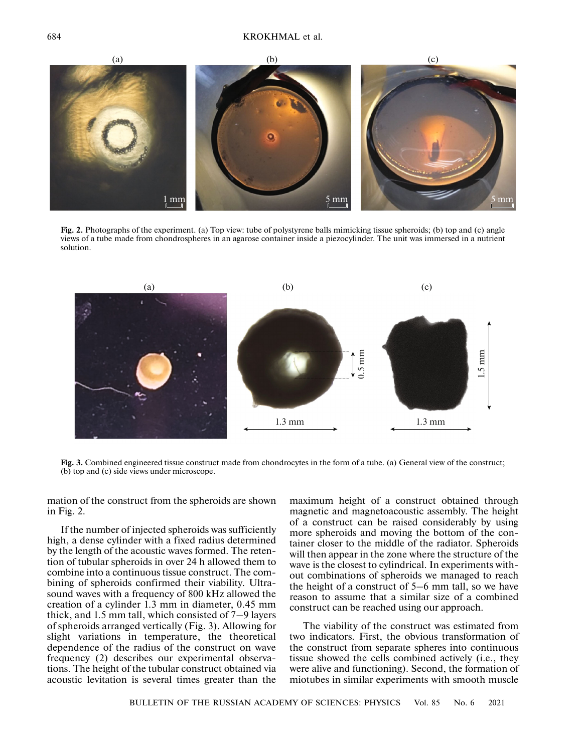**Fig. 2.** Photographs of the experiment. (a) Top view: tube of polystyrene balls mimicking tissue spheroids; (b) top and (c) angle views of a tube made from chondrospheres in an agarose container inside a piezocylinder. The unit was immersed in a nutrient solution.

**Fig. 3.** Combined engineered tissue construct made from chondrocytes in the form of a tube. (a) General view of the construct; (b) top and (c) side views under microscope.

mation of the construct from the spheroids are shown in Fig. 2.

If the number of injected spheroids was sufficiently high, a dense cylinder with a fixed radius determined by the length of the acoustic waves formed. The retention of tubular spheroids in over 24 h allowed them to combine into a continuous tissue construct. The combining of spheroids confirmed their viability. Ultrasound waves with a frequency of 800 kHz allowed the creation of a cylinder 1.3 mm in diameter, 0.45 mm thick, and 1.5 mm tall, which consisted of 7–9 layers of spheroids arranged vertically (Fig. 3). Allowing for slight variations in temperature, the theoretical dependence of the radius of the construct on wave frequency (2) describes our experimental observations. The height of the tubular construct obtained via acoustic levitation is several times greater than the maximum height of a construct obtained through magnetic and magnetoacoustic assembly. The height of a construct can be raised considerably by using more spheroids and moving the bottom of the container closer to the middle of the radiator. Spheroids will then appear in the zone where the structure of the wave is the closest to cylindrical. In experiments without combinations of spheroids we managed to reach the height of a construct of 5–6 mm tall, so we have reason to assume that a similar size of a combined construct can be reached using our approach.

The viability of the construct was estimated from two indicators. First, the obvious transformation of the construct from separate spheres into continuous tissue showed the cells combined actively (i.e., they were alive and functioning). Second, the formation of miotubes in similar experiments with smooth muscle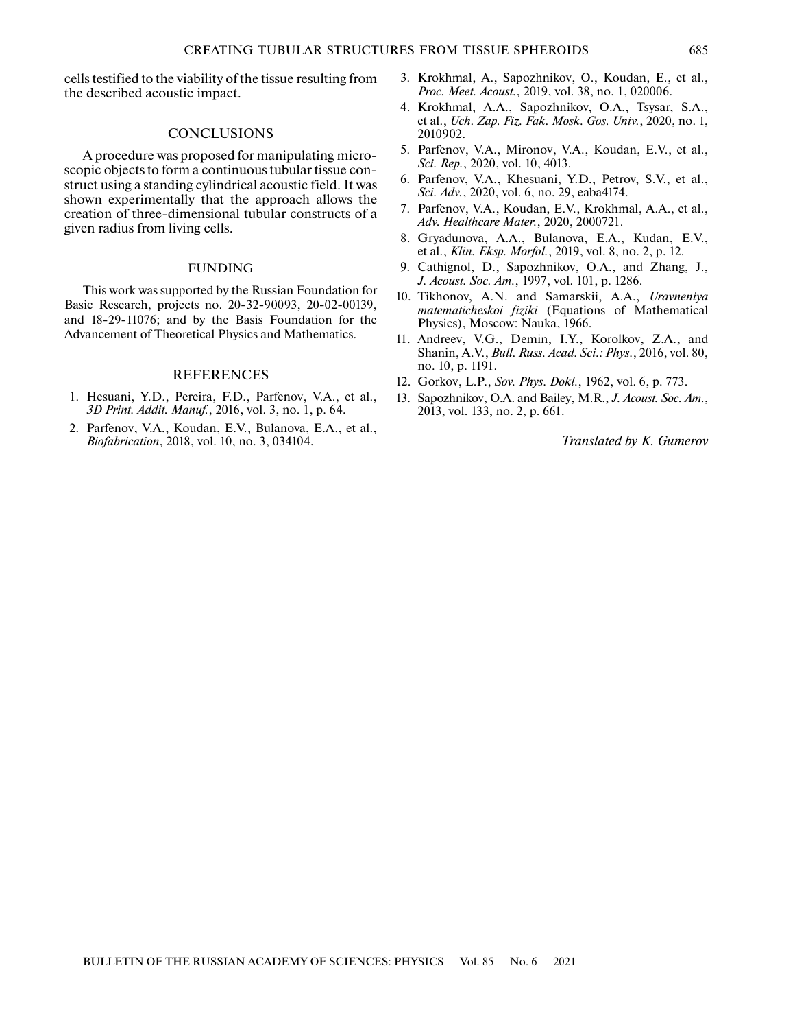cells testified to the viability of the tissue resulting from the described acoustic impact.

## CONCLUSIONS

A procedure was proposed for manipulating microscopic objects to form a continuous tubular tissue construct using a standing cylindrical acoustic field. It was shown experimentally that the approach allows the creation of three-dimensional tubular constructs of a given radius from living cells.

## FUNDING

This work was supported by the Russian Foundation for Basic Research, projects no. 20-32-90093, 20-02-00139, and 18-29-11076; and by the Basis Foundation for the Advancement of Theoretical Physics and Mathematics.

## REFERENCES

1. Hesuani, Y.D., Pereira, F.D., Parfenov, V.A., et al., *3D Print. Addit. Manuf.*, 2016, vol. 3, no. 1, p. 64.
2. Parfenov, V.A., Koudan, E.V., Bulanova, E.A., et al., *Biofabrication*, 2018, vol. 10, no. 3, 034104.
3. Krokhmal, A., Sapozhnikov, O., Koudan, E., et al., *Proc. Meet. Acoust.*, 2019, vol. 38, no. 1, 020006.
4. Krokhmal, A.A., Sapozhnikov, O.A., Tsysar, S.A., et al., *Uch. Zap. Fiz. Fak. Mosk. Gos. Univ.*, 2020, no. 1, 2010902.
5. Parfenov, V.A., Mironov, V.A., Koudan, E.V., et al., *Sci. Rep.*, 2020, vol. 10, 4013.
6. Parfenov, V.A., Khesuani, Y.D., Petrov, S.V., et al., *Sci. Adv.*, 2020, vol. 6, no. 29, eaba4174.
7. Parfenov, V.A., Koudan, E.V., Krokhmal, A.A., et al., *Adv. Healthcare Mater.*, 2020, 2000721.
8. Gryadunova, A.A., Bulanova, E.A., Kudan, E.V., et al., *Klin. Eksp. Morfol.*, 2019, vol. 8, no. 2, p. 12.
9. Cathignol, D., Sapozhnikov, O.A., and Zhang, J., *J. Acoust. Soc. Am.*, 1997, vol. 101, p. 1286.
10. Tikhonov, A.N. and Samarskii, A.A., *Uravneniya matematicheskoi fiziki* (Equations of Mathematical Physics), Moscow: Nauka, 1966.
11. Andreev, V.G., Demin, I.Y., Korolkov, Z.A., and Shanin, A.V., *Bull. Russ. Acad. Sci.: Phys.*, 2016, vol. 80, no. 10, p. 1191.
12. Gorkov, L.P., *Sov. Phys. Dokl.*, 1962, vol. 6, p. 773.
13. Sapozhnikov, O.A. and Bailey, M.R., *J. Acoust. Soc. Am.*, 2013, vol. 133, no. 2, p. 661.

*Translated by K. Gumerov*